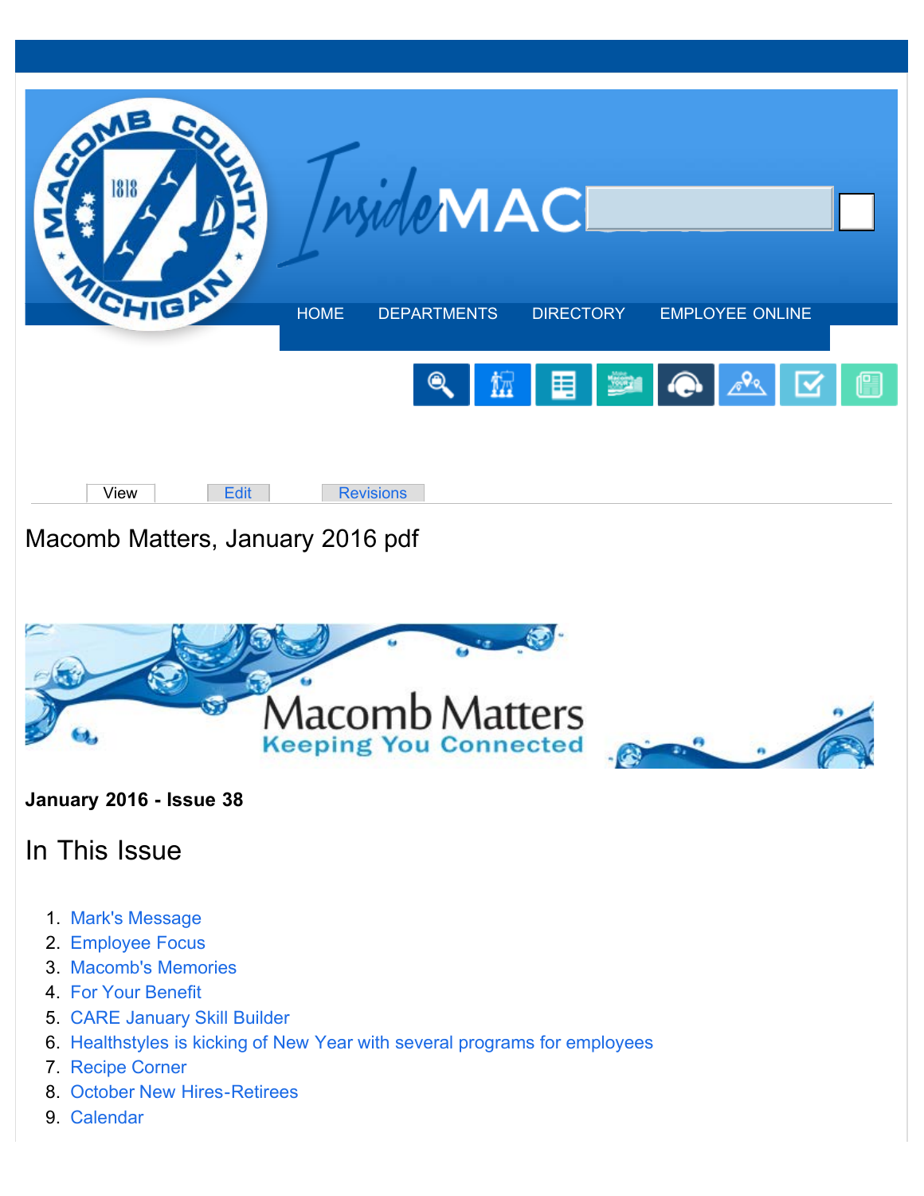HOME DEPARTMENTS DIRECTORY EMPLOYEE ONLINE

View Edit Revisions

# Macomb Matters, January 2016 pdf

**January 2016 - Issue 38**

## In This Issue

1. Mark's Message
2. Employee Focus
3. Macomb's Memories
4. For Your Benefit
5. CARE January Skill Builder
6. Healthstyles is kicking of New Year with several programs for employees
7. Recipe Corner
8. October New Hires-Retirees
9. Calendar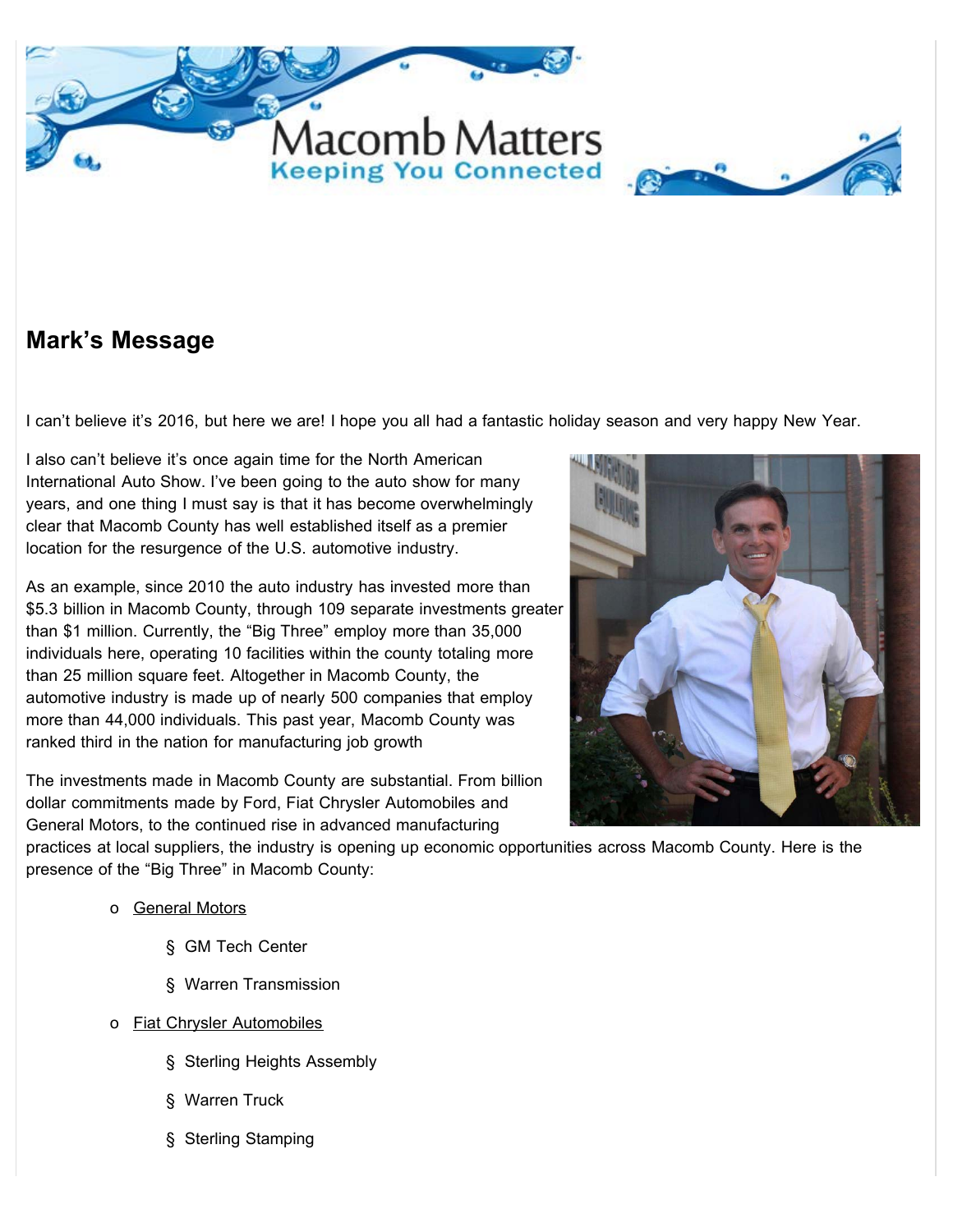Macomb Matters

Keeping You Connected

## Mark's Message

I can't believe it's 2016, but here we are! I hope you all had a fantastic holiday season and very happy New Year.

I also can't believe it's once again time for the North American International Auto Show. I've been going to the auto show for many years, and one thing I must say is that it has become overwhelmingly clear that Macomb County has well established itself as a premier location for the resurgence of the U.S. automotive industry.

As an example, since 2010 the auto industry has invested more than $5.3 billion in Macomb County, through 109 separate investments greater than $1 million. Currently, the "Big Three" employ more than 35,000 individuals here, operating 10 facilities within the county totaling more than 25 million square feet. Altogether in Macomb County, the automotive industry is made up of nearly 500 companies that employ more than 44,000 individuals. This past year, Macomb County was ranked third in the nation for manufacturing job growth

The investments made in Macomb County are substantial. From billion dollar commitments made by Ford, Fiat Chrysler Automobiles and General Motors, to the continued rise in advanced manufacturing practices at local suppliers, the industry is opening up economic opportunities across Macomb County. Here is the presence of the "Big Three" in Macomb County:

- General Motors
  - GM Tech Center
  - Warren Transmission
- Fiat Chrysler Automobiles
  - Sterling Heights Assembly
  - Warren Truck
  - Sterling Stamping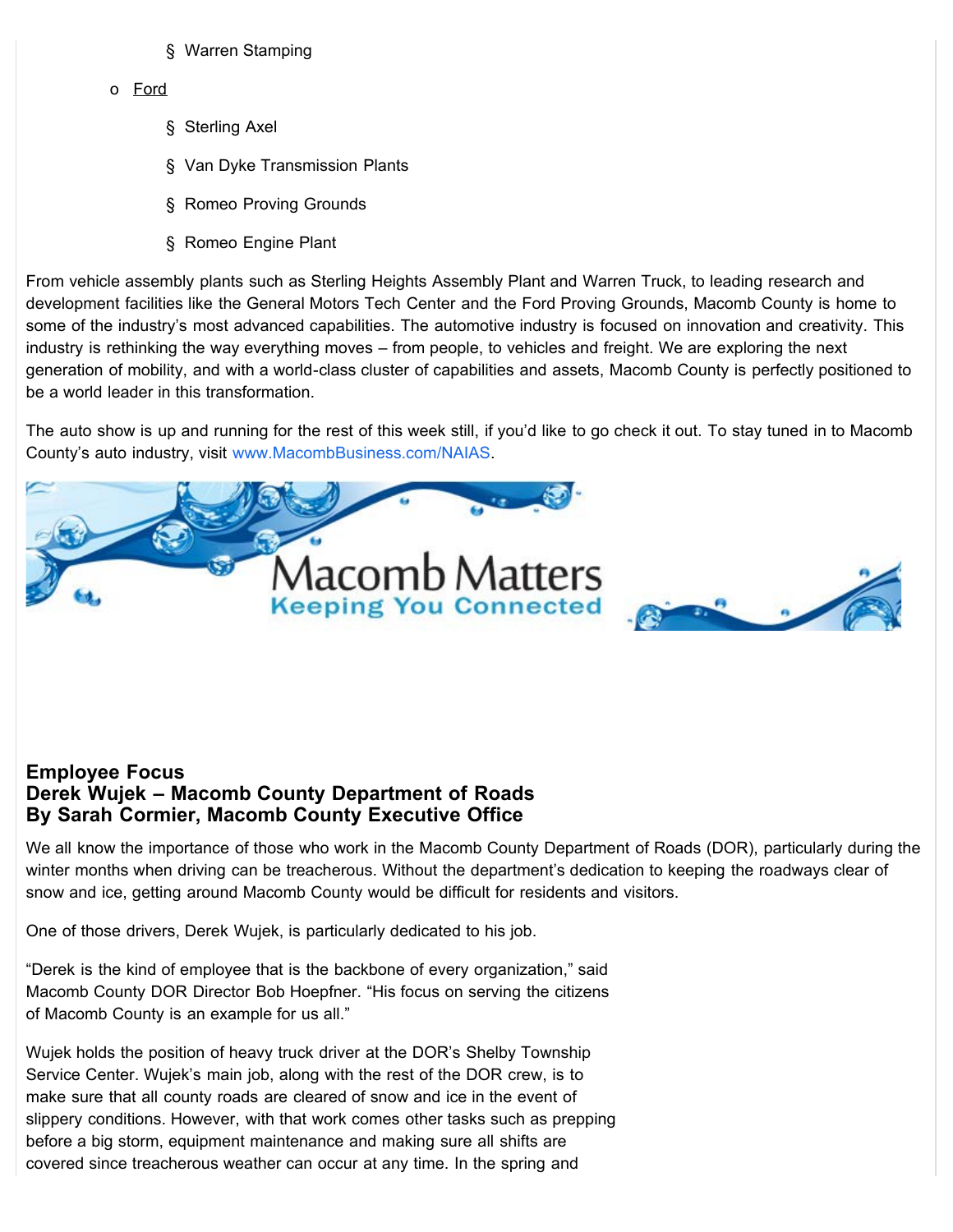- Warren Stamping
  - Ford
        - Sterling Axel
        - Van Dyke Transmission Plants
        - Romeo Proving Grounds
        - Romeo Engine Plant

From vehicle assembly plants such as Sterling Heights Assembly Plant and Warren Truck, to leading research and development facilities like the General Motors Tech Center and the Ford Proving Grounds, Macomb County is home to some of the industry's most advanced capabilities. The automotive industry is focused on innovation and creativity. This industry is rethinking the way everything moves – from people, to vehicles and freight. We are exploring the next generation of mobility, and with a world-class cluster of capabilities and assets, Macomb County is perfectly positioned to be a world leader in this transformation.

The auto show is up and running for the rest of this week still, if you'd like to go check it out. To stay tuned in to Macomb County's auto industry, visit www.MacombBusiness.com/NAIAS.

Macomb Matters
Keeping You Connected

**Employee Focus**
**Derek Wujek – Macomb County Department of Roads**
**By Sarah Cormier, Macomb County Executive Office**

We all know the importance of those who work in the Macomb County Department of Roads (DOR), particularly during the winter months when driving can be treacherous. Without the department's dedication to keeping the roadways clear of snow and ice, getting around Macomb County would be difficult for residents and visitors.

One of those drivers, Derek Wujek, is particularly dedicated to his job.

"Derek is the kind of employee that is the backbone of every organization," said Macomb County DOR Director Bob Hoepfner. "His focus on serving the citizens of Macomb County is an example for us all."

Wujek holds the position of heavy truck driver at the DOR's Shelby Township Service Center. Wujek's main job, along with the rest of the DOR crew, is to make sure that all county roads are cleared of snow and ice in the event of slippery conditions. However, with that work comes other tasks such as prepping before a big storm, equipment maintenance and making sure all shifts are covered since treacherous weather can occur at any time. In the spring and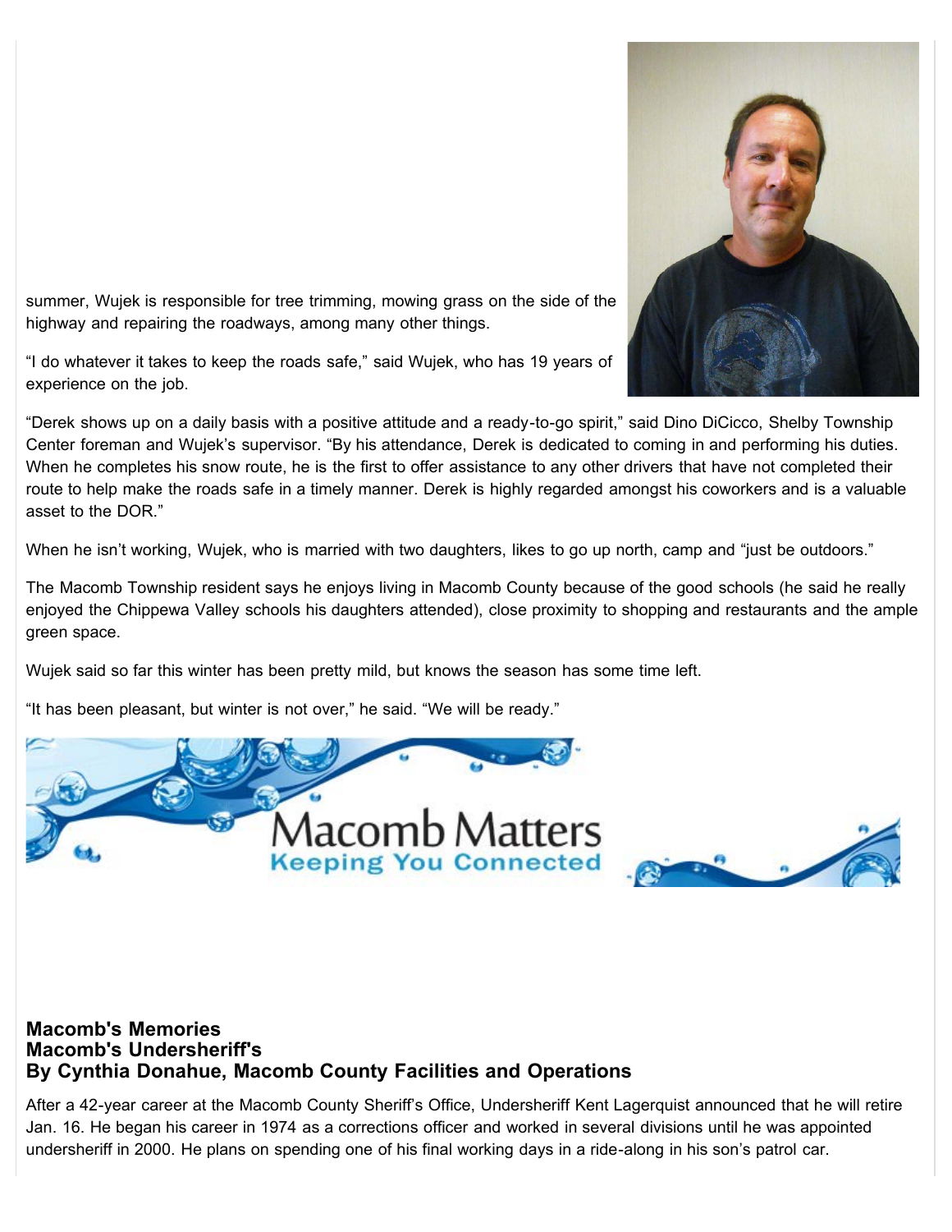summer, Wujek is responsible for tree trimming, mowing grass on the side of the highway and repairing the roadways, among many other things.

"I do whatever it takes to keep the roads safe," said Wujek, who has 19 years of experience on the job.

"Derek shows up on a daily basis with a positive attitude and a ready-to-go spirit," said Dino DiCicco, Shelby Township Center foreman and Wujek's supervisor. "By his attendance, Derek is dedicated to coming in and performing his duties. When he completes his snow route, he is the first to offer assistance to any other drivers that have not completed their route to help make the roads safe in a timely manner. Derek is highly regarded amongst his coworkers and is a valuable asset to the DOR."

When he isn't working, Wujek, who is married with two daughters, likes to go up north, camp and "just be outdoors."

The Macomb Township resident says he enjoys living in Macomb County because of the good schools (he said he really enjoyed the Chippewa Valley schools his daughters attended), close proximity to shopping and restaurants and the ample green space.

Wujek said so far this winter has been pretty mild, but knows the season has some time left.

"It has been pleasant, but winter is not over," he said. "We will be ready."

Macomb Matters
Keeping You Connected

### Macomb's Memories
### Macomb's Undersheriff's
### By Cynthia Donahue, Macomb County Facilities and Operations

After a 42-year career at the Macomb County Sheriff's Office, Undersheriff Kent Lagerquist announced that he will retire Jan. 16. He began his career in 1974 as a corrections officer and worked in several divisions until he was appointed undersheriff in 2000. He plans on spending one of his final working days in a ride-along in his son's patrol car.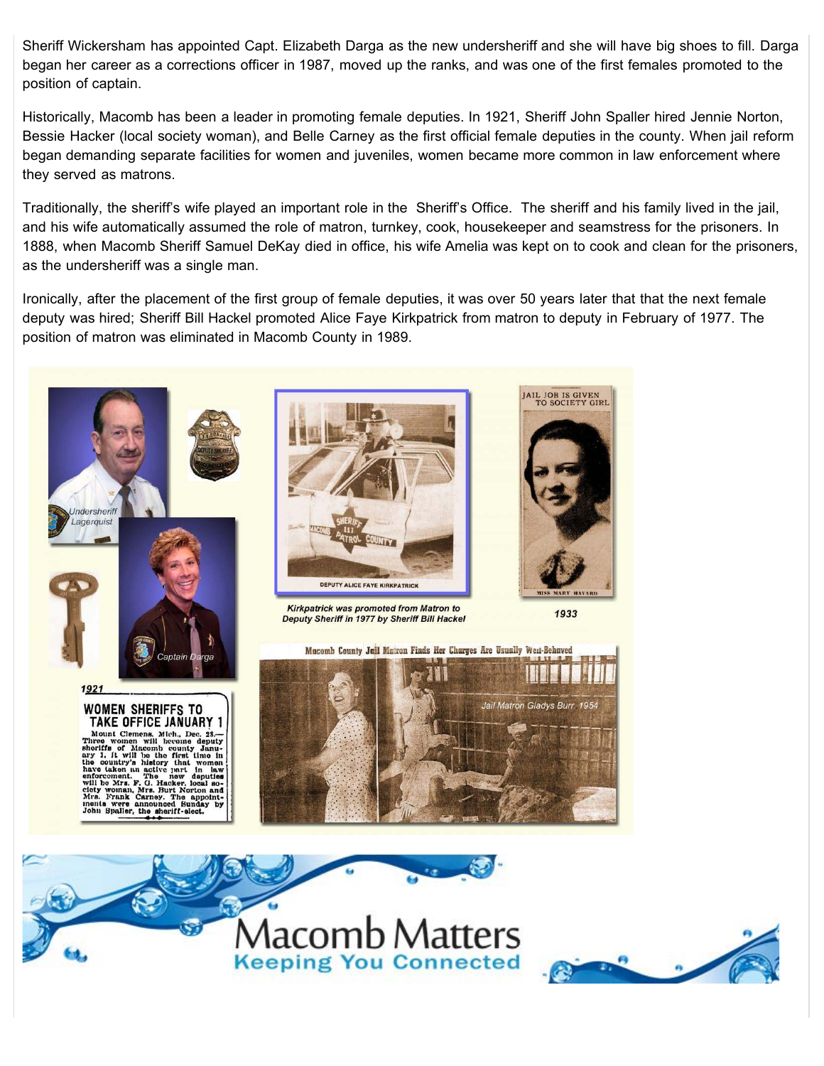Sheriff Wickersham has appointed Capt. Elizabeth Darga as the new undersheriff and she will have big shoes to fill. Darga began her career as a corrections officer in 1987, moved up the ranks, and was one of the first females promoted to the position of captain.

Historically, Macomb has been a leader in promoting female deputies. In 1921, Sheriff John Spaller hired Jennie Norton, Bessie Hacker (local society woman), and Belle Carney as the first official female deputies in the county. When jail reform began demanding separate facilities for women and juveniles, women became more common in law enforcement where they served as matrons.

Traditionally, the sheriff's wife played an important role in the Sheriff's Office. The sheriff and his family lived in the jail, and his wife automatically assumed the role of matron, turnkey, cook, housekeeper and seamstress for the prisoners. In 1888, when Macomb Sheriff Samuel DeKay died in office, his wife Amelia was kept on to cook and clean for the prisoners, as the undersheriff was a single man.

Ironically, after the placement of the first group of female deputies, it was over 50 years later that that the next female deputy was hired; Sheriff Bill Hackel promoted Alice Faye Kirkpatrick from matron to deputy in February of 1977. The position of matron was eliminated in Macomb County in 1989.

Undersheriff Lagerquist

Captain Darga

DEPUTY ALICE FAYE KIRKPATRICK

*Kirkpatrick was promoted from Matron to Deputy Sheriff in 1977 by Sheriff Bill Hackel*

JAIL JOB IS GIVEN TO SOCIETY GIRL

MISS MARY HAVARD

*1933*

*1921*

**WOMEN SHERIFFS TO TAKE OFFICE JANUARY 1**

Mount Clemens, Mich., Dec. 28.—Three women will become deputy sheriffs of Macomb county January 1. It will be the first time in the country's history that women have taken an active part in law enforcement. The new deputies will be Mrs. F. G. Hacker, local society woman, Mrs. Burt Norton and Mrs. Frank Carney. The appointments were announced Sunday by John Spaller, the sheriff-elect.

**Macomb County Jail Matron Finds Her Charges Are Usually Well-Behaved**

*Jail Matron Gladys Burr 1954*

Macomb Matters
Keeping You Connected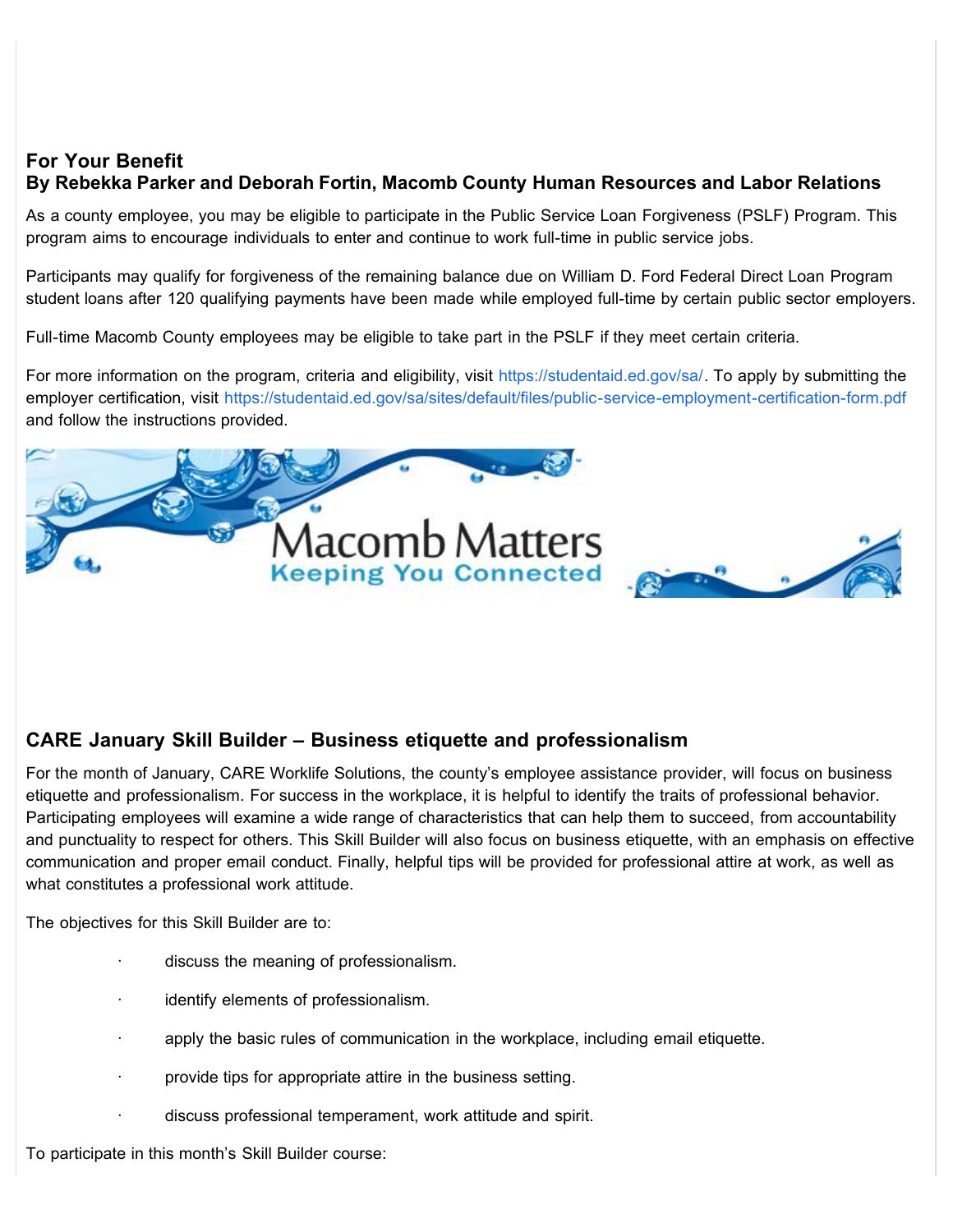## For Your Benefit

### By Rebekka Parker and Deborah Fortin, Macomb County Human Resources and Labor Relations

As a county employee, you may be eligible to participate in the Public Service Loan Forgiveness (PSLF) Program. This program aims to encourage individuals to enter and continue to work full-time in public service jobs.

Participants may qualify for forgiveness of the remaining balance due on William D. Ford Federal Direct Loan Program student loans after 120 qualifying payments have been made while employed full-time by certain public sector employers.

Full-time Macomb County employees may be eligible to take part in the PSLF if they meet certain criteria.

For more information on the program, criteria and eligibility, visit https://studentaid.ed.gov/sa/. To apply by submitting the employer certification, visit https://studentaid.ed.gov/sa/sites/default/files/public-service-employment-certification-form.pdf and follow the instructions provided.

## CARE January Skill Builder – Business etiquette and professionalism

For the month of January, CARE Worklife Solutions, the county's employee assistance provider, will focus on business etiquette and professionalism. For success in the workplace, it is helpful to identify the traits of professional behavior. Participating employees will examine a wide range of characteristics that can help them to succeed, from accountability and punctuality to respect for others. This Skill Builder will also focus on business etiquette, with an emphasis on effective communication and proper email conduct. Finally, helpful tips will be provided for professional attire at work, as well as what constitutes a professional work attitude.

The objectives for this Skill Builder are to:

- discuss the meaning of professionalism.
- identify elements of professionalism.
- apply the basic rules of communication in the workplace, including email etiquette.
- provide tips for appropriate attire in the business setting.
- discuss professional temperament, work attitude and spirit.

To participate in this month's Skill Builder course: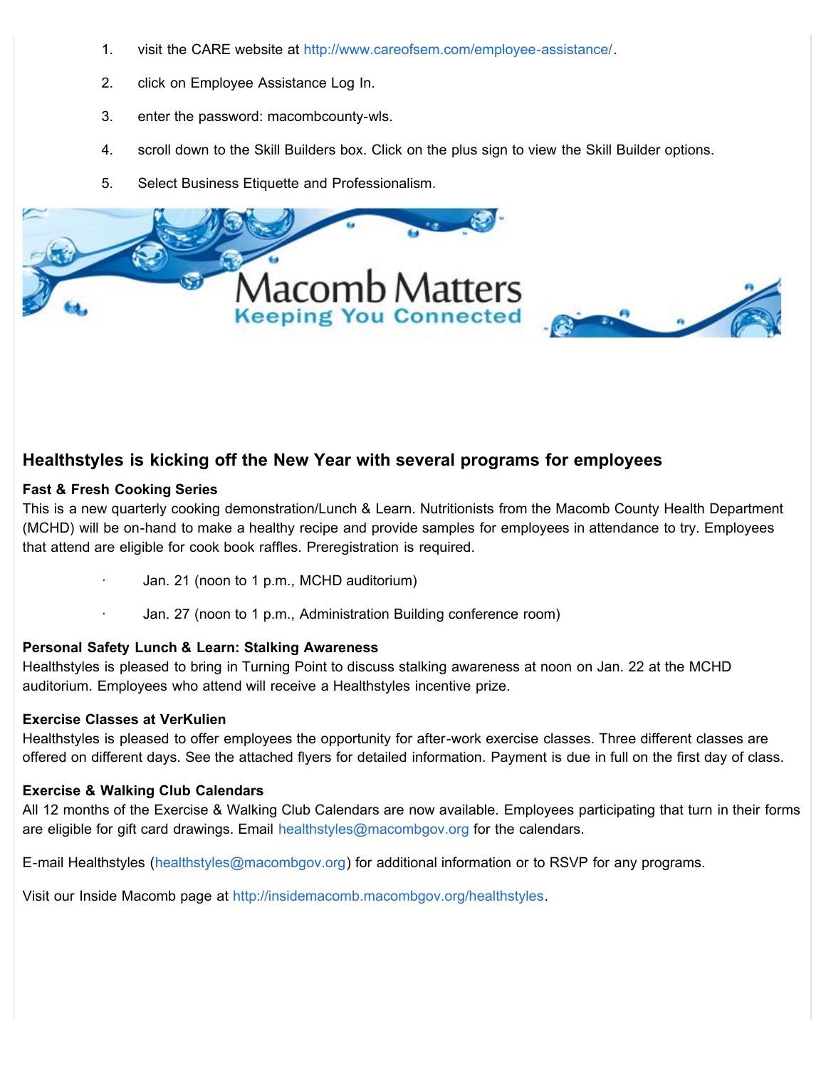1. visit the CARE website at http://www.careofsem.com/employee-assistance/.
2. click on Employee Assistance Log In.
3. enter the password: macombcounty-wls.
4. scroll down to the Skill Builders box. Click on the plus sign to view the Skill Builder options.
5. Select Business Etiquette and Professionalism.

Macomb Matters
Keeping You Connected

## Healthstyles is kicking off the New Year with several programs for employees

**Fast & Fresh Cooking Series**

This is a new quarterly cooking demonstration/Lunch & Learn. Nutritionists from the Macomb County Health Department (MCHD) will be on-hand to make a healthy recipe and provide samples for employees in attendance to try. Employees that attend are eligible for cook book raffles. Preregistration is required.

- Jan. 21 (noon to 1 p.m., MCHD auditorium)
- Jan. 27 (noon to 1 p.m., Administration Building conference room)

**Personal Safety Lunch & Learn: Stalking Awareness**

Healthstyles is pleased to bring in Turning Point to discuss stalking awareness at noon on Jan. 22 at the MCHD auditorium. Employees who attend will receive a Healthstyles incentive prize.

**Exercise Classes at VerKulien**

Healthstyles is pleased to offer employees the opportunity for after-work exercise classes. Three different classes are offered on different days. See the attached flyers for detailed information. Payment is due in full on the first day of class.

**Exercise & Walking Club Calendars**

All 12 months of the Exercise & Walking Club Calendars are now available. Employees participating that turn in their forms are eligible for gift card drawings. Email healthstyles@macombgov.org for the calendars.

E-mail Healthstyles (healthstyles@macombgov.org) for additional information or to RSVP for any programs.

Visit our Inside Macomb page at http://insidemacomb.macombgov.org/healthstyles.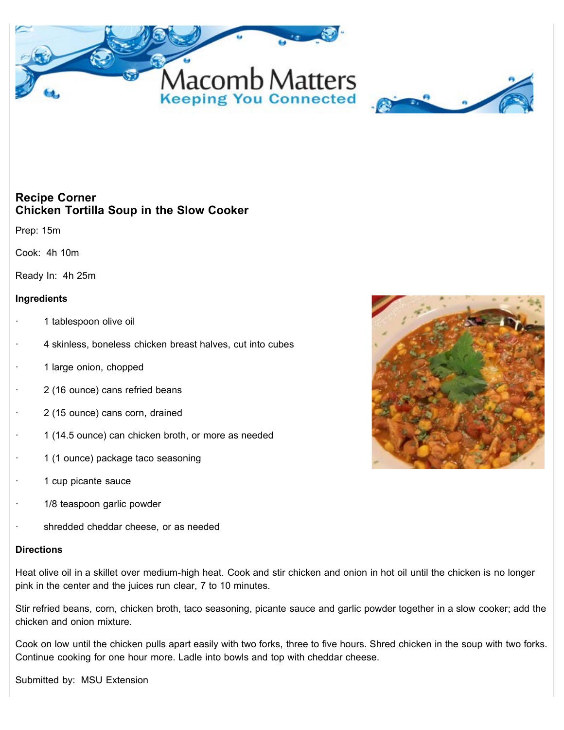## Recipe Corner
## Chicken Tortilla Soup in the Slow Cooker

Prep: 15m

Cook: 4h 10m

Ready In: 4h 25m

**Ingredients**

- 1 tablespoon olive oil
- 4 skinless, boneless chicken breast halves, cut into cubes
- 1 large onion, chopped
- 2 (16 ounce) cans refried beans
- 2 (15 ounce) cans corn, drained
- 1 (14.5 ounce) can chicken broth, or more as needed
- 1 (1 ounce) package taco seasoning
- 1 cup picante sauce
- 1/8 teaspoon garlic powder
- shredded cheddar cheese, or as needed

**Directions**

Heat olive oil in a skillet over medium-high heat. Cook and stir chicken and onion in hot oil until the chicken is no longer pink in the center and the juices run clear, 7 to 10 minutes.

Stir refried beans, corn, chicken broth, taco seasoning, picante sauce and garlic powder together in a slow cooker; add the chicken and onion mixture.

Cook on low until the chicken pulls apart easily with two forks, three to five hours. Shred chicken in the soup with two forks. Continue cooking for one hour more. Ladle into bowls and top with cheddar cheese.

Submitted by: MSU Extension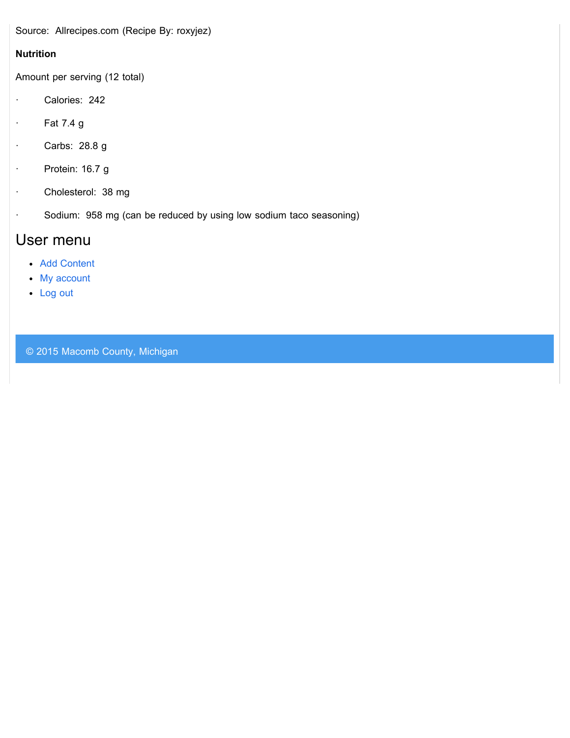Source:  Allrecipes.com (Recipe By: roxyjez)

**Nutrition**

Amount per serving (12 total)

- Calories:  242
- Fat 7.4 g
- Carbs:  28.8 g
- Protein: 16.7 g
- Cholesterol:  38 mg
- Sodium:  958 mg (can be reduced by using low sodium taco seasoning)

## User menu

- Add Content
- My account
- Log out

© 2015 Macomb County, Michigan